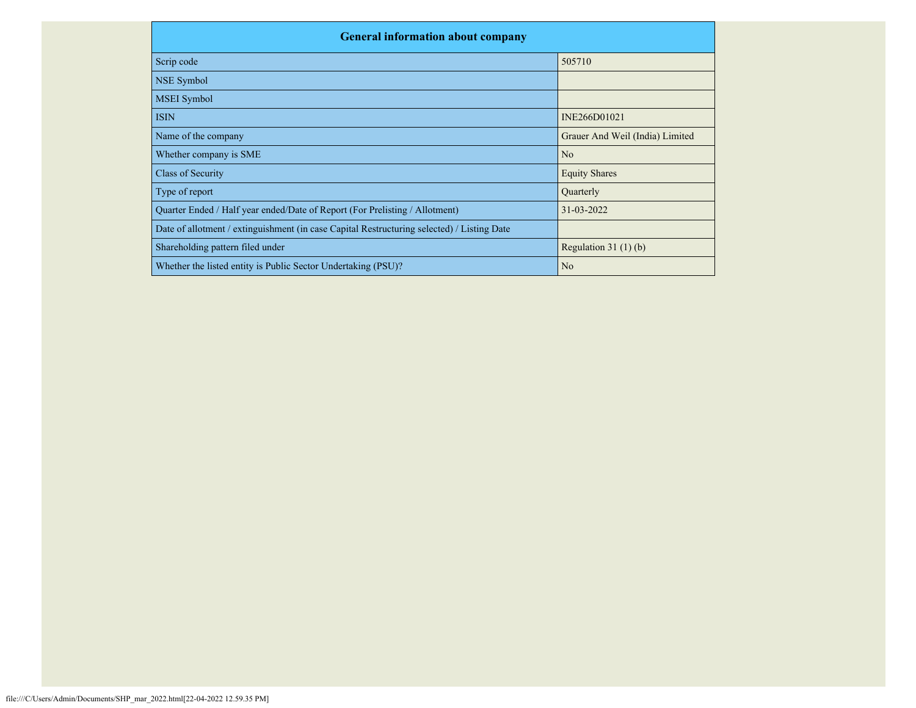| General information about company | |
|---|---|
| Scrip code | 505710 |
| NSE Symbol | |
| MSEI Symbol | |
| ISIN | INE266D01021 |
| Name of the company | Grauer And Weil (India) Limited |
| Whether company is SME | No |
| Class of Security | Equity Shares |
| Type of report | Quarterly |
| Quarter Ended / Half year ended/Date of Report (For Prelisting / Allotment) | 31-03-2022 |
| Date of allotment / extinguishment (in case Capital Restructuring selected) / Listing Date | |
| Shareholding pattern filed under | Regulation 31 (1) (b) |
| Whether the listed entity is Public Sector Undertaking (PSU)? | No |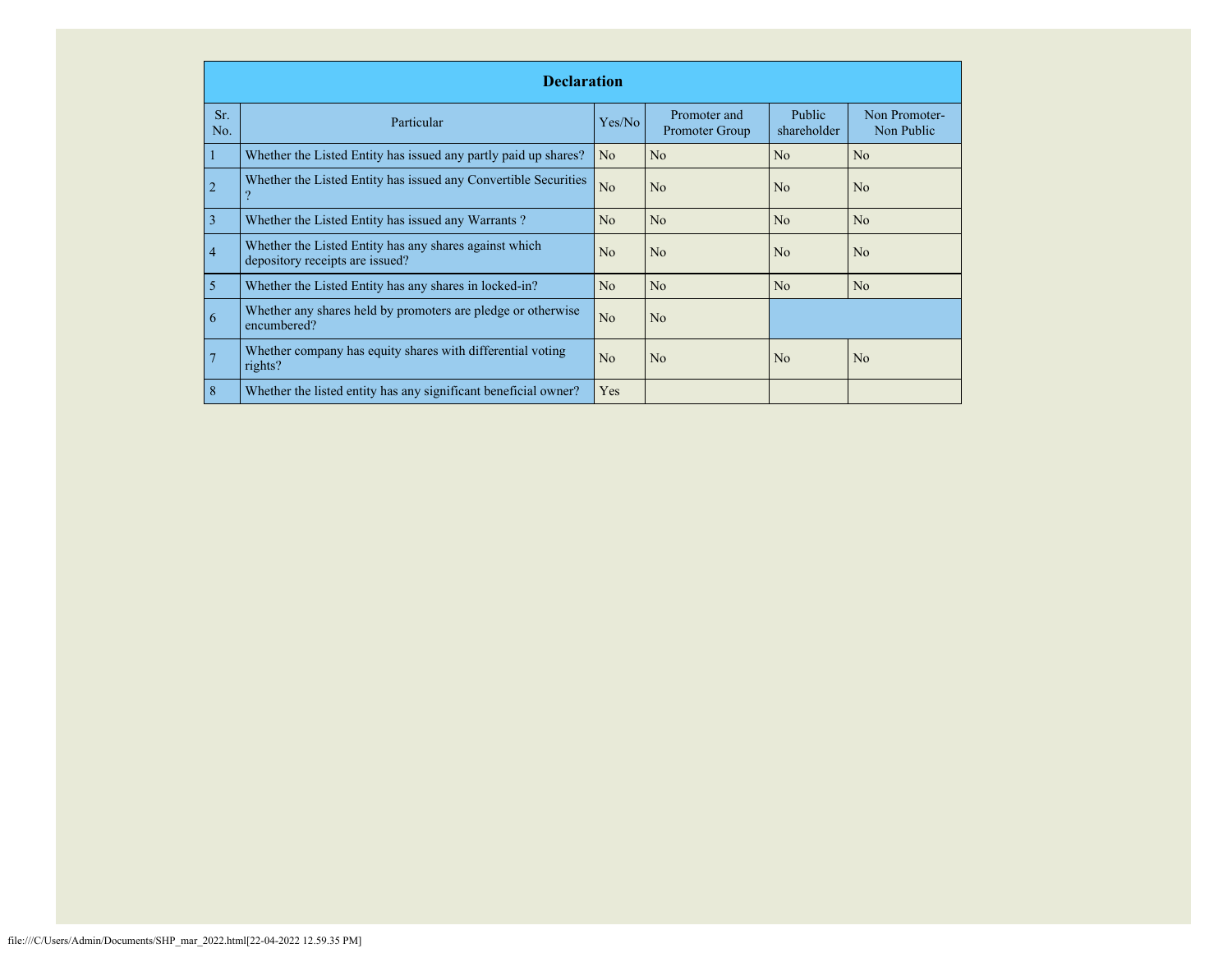| Declaration | | | | | |
|---|---|---|---|---|---|
| Sr. No. | Particular | Yes/No | Promoter and Promoter Group | Public shareholder | Non Promoter- Non Public |
| 1 | Whether the Listed Entity has issued any partly paid up shares? | No | No | No | No |
| 2 | Whether the Listed Entity has issued any Convertible Securities ? | No | No | No | No |
| 3 | Whether the Listed Entity has issued any Warrants ? | No | No | No | No |
| 4 | Whether the Listed Entity has any shares against which depository receipts are issued? | No | No | No | No |
| 5 | Whether the Listed Entity has any shares in locked-in? | No | No | No | No |
| 6 | Whether any shares held by promoters are pledge or otherwise encumbered? | No | No | | |
| 7 | Whether company has equity shares with differential voting rights? | No | No | No | No |
| 8 | Whether the listed entity has any significant beneficial owner? | Yes | | | |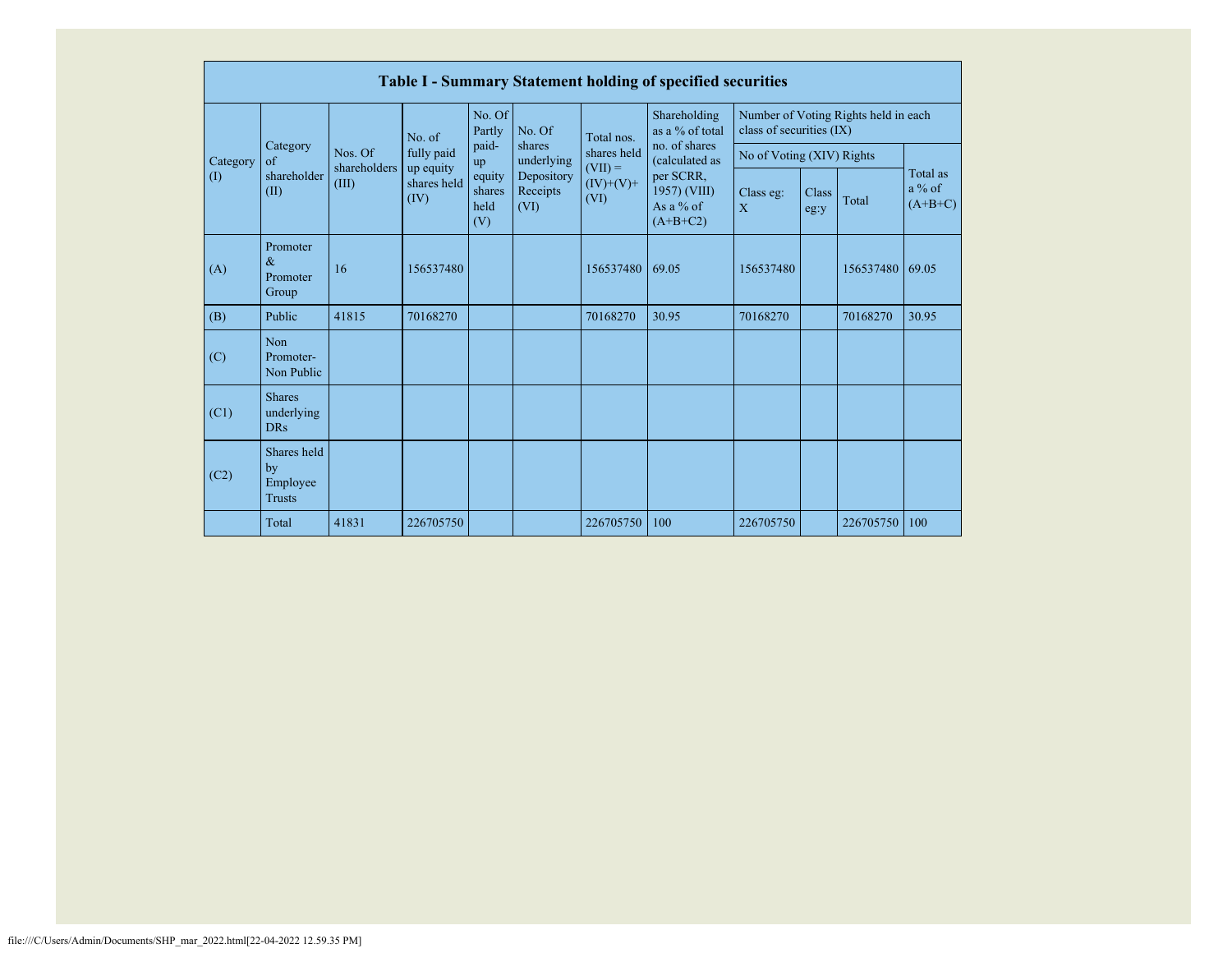## Table I - Summary Statement holding of specified securities

| Category (I) | Category of shareholder (II) | Nos. Of shareholders (III) | No. of fully paid up equity shares held (IV) | No. Of Partly paid-up equity shares held (V) | No. Of shares underlying Depository Receipts (VI) | Total nos. shares held (VII) = (IV)+(V)+ (VI) | Shareholding as a % of total no. of shares (calculated as per SCRR, 1957) (VIII) As a % of (A+B+C2) | Number of Voting Rights held in each class of securities (IX) | | | |
|---|---|---|---|---|---|---|---|---|---|---|---|
| | | | | | | | | No of Voting (XIV) Rights | | | Total as a % of (A+B+C) |
| | | | | | | | | Class eg: X | Class eg:y | Total | |
| (A) | Promoter & Promoter Group | 16 | 156537480 | | | 156537480 | 69.05 | 156537480 | | 156537480 | 69.05 |
| (B) | Public | 41815 | 70168270 | | | 70168270 | 30.95 | 70168270 | | 70168270 | 30.95 |
| (C) | Non Promoter- Non Public | | | | | | | | | | |
| (C1) | Shares underlying DRs | | | | | | | | | | |
| (C2) | Shares held by Employee Trusts | | | | | | | | | | |
| | Total | 41831 | 226705750 | | | 226705750 | 100 | 226705750 | | 226705750 | 100 |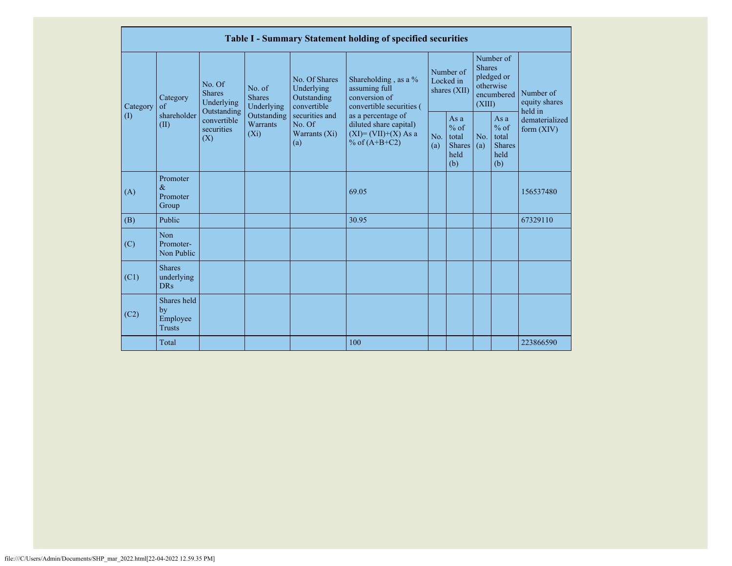| Table I - Summary Statement holding of specified securities | | | | | | | | | | | |
|---|---|---|---|---|---|---|---|---|---|---|---|
| Category (I) | Category of shareholder (II) | No. Of Shares Underlying Outstanding convertible securities (X) | No. of Shares Underlying Outstanding Warrants (Xi) | No. Of Shares Underlying Outstanding convertible securities and No. Of Warrants (Xi) (a) | Shareholding , as a % assuming full conversion of convertible securities ( as a percentage of diluted share capital) (XI)= (VII)+(X) As a % of (A+B+C2) | Number of Locked in shares (XII) | | Number of Shares pledged or otherwise encumbered (XIII) | | Number of equity shares held in dematerialized form (XIV) |
| | | | | | | No. (a) | As a % of total Shares held (b) | No. (a) | As a % of total Shares held (b) | |
| (A) | Promoter & Promoter Group | | | | 69.05 | | | | | 156537480 |
| (B) | Public | | | | 30.95 | | | | | 67329110 |
| (C) | Non Promoter- Non Public | | | | | | | | | |
| (C1) | Shares underlying DRs | | | | | | | | | |
| (C2) | Shares held by Employee Trusts | | | | | | | | | |
| | Total | | | | 100 | | | | | 223866590 |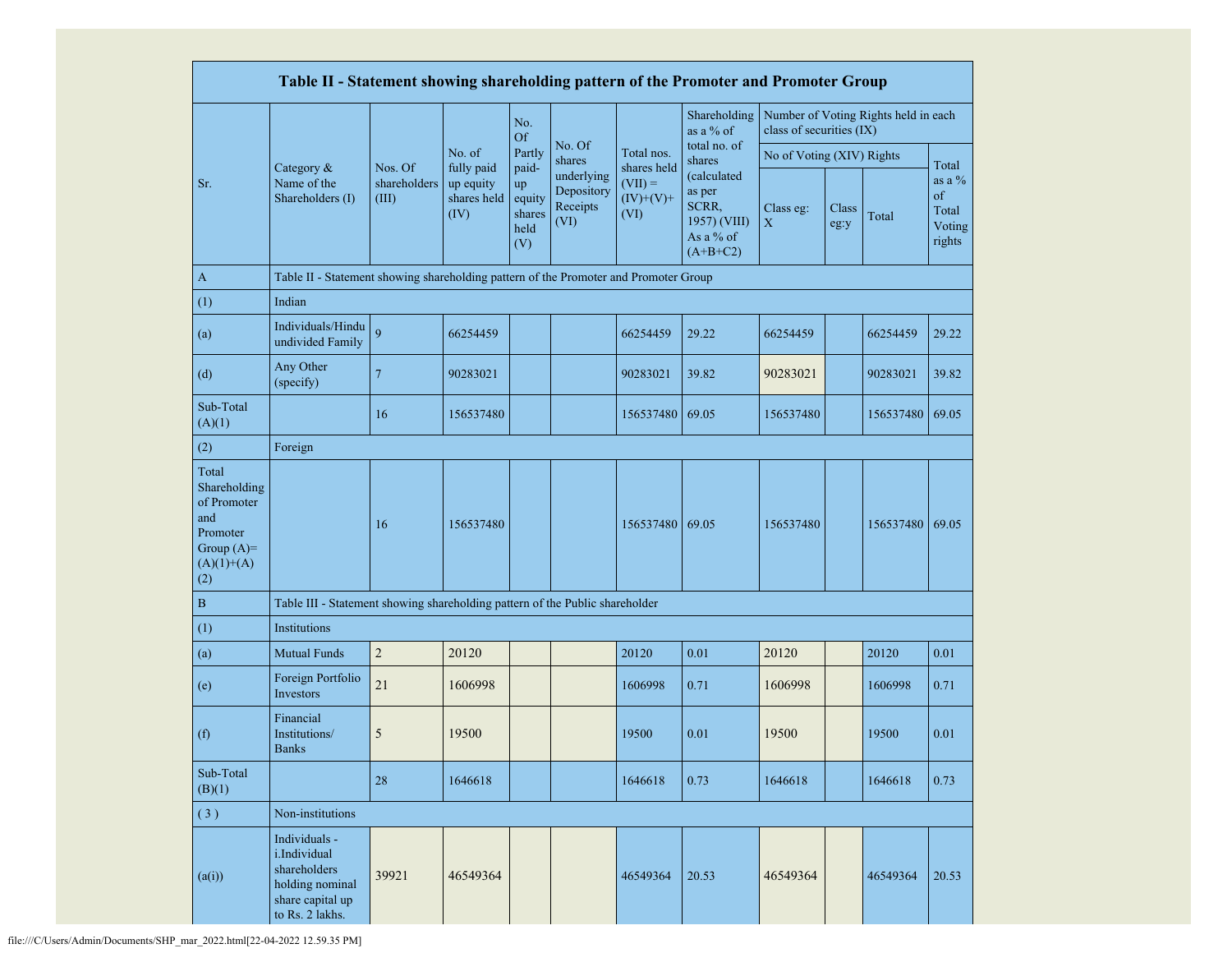| Table II - Statement showing shareholding pattern of the Promoter and Promoter Group | | | | | | | | | | | |
|---|---|---|---|---|---|---|---|---|---|---|---|
| Sr. | Category & Name of the Shareholders (I) | Nos. Of shareholders (III) | No. of fully paid up equity shares held (IV) | No. Of Partly paid-up equity shares held (V) | No. Of shares underlying Depository Receipts (VI) | Total nos. shares held (VII) = (IV)+(V)+ (VI) | Shareholding as a % of total no. of shares (calculated as per SCRR, 1957) (VIII) As a % of (A+B+C2) | Number of Voting Rights held in each class of securities (IX) | | | |
| | | | | | | | | No of Voting (XIV) Rights | | | Total as a % of Total Voting rights |
| | | | | | | | | Class eg: X | Class eg:y | Total | |
| A | Table II - Statement showing shareholding pattern of the Promoter and Promoter Group | | | | | | | | | | |
| (1) | Indian | | | | | | | | | | |
| (a) | Individuals/Hindu undivided Family | 9 | 66254459 | | | 66254459 | 29.22 | 66254459 | | 66254459 | 29.22 |
| (d) | Any Other (specify) | 7 | 90283021 | | | 90283021 | 39.82 | 90283021 | | 90283021 | 39.82 |
| Sub-Total (A)(1) | | 16 | 156537480 | | | 156537480 | 69.05 | 156537480 | | 156537480 | 69.05 |
| (2) | Foreign | | | | | | | | | | |
| Total Shareholding of Promoter and Promoter Group (A)=(A)(1)+(A)(2) | | 16 | 156537480 | | | 156537480 | 69.05 | 156537480 | | 156537480 | 69.05 |
| B | Table III - Statement showing shareholding pattern of the Public shareholder | | | | | | | | | | |
| (1) | Institutions | | | | | | | | | | |
| (a) | Mutual Funds | 2 | 20120 | | | 20120 | 0.01 | 20120 | | 20120 | 0.01 |
| (e) | Foreign Portfolio Investors | 21 | 1606998 | | | 1606998 | 0.71 | 1606998 | | 1606998 | 0.71 |
| (f) | Financial Institutions/ Banks | 5 | 19500 | | | 19500 | 0.01 | 19500 | | 19500 | 0.01 |
| Sub-Total (B)(1) | | 28 | 1646618 | | | 1646618 | 0.73 | 1646618 | | 1646618 | 0.73 |
| (3) | Non-institutions | | | | | | | | | | |
| (a(i)) | Individuals - i.Individual shareholders holding nominal share capital up to Rs. 2 lakhs. | 39921 | 46549364 | | | 46549364 | 20.53 | 46549364 | | 46549364 | 20.53 |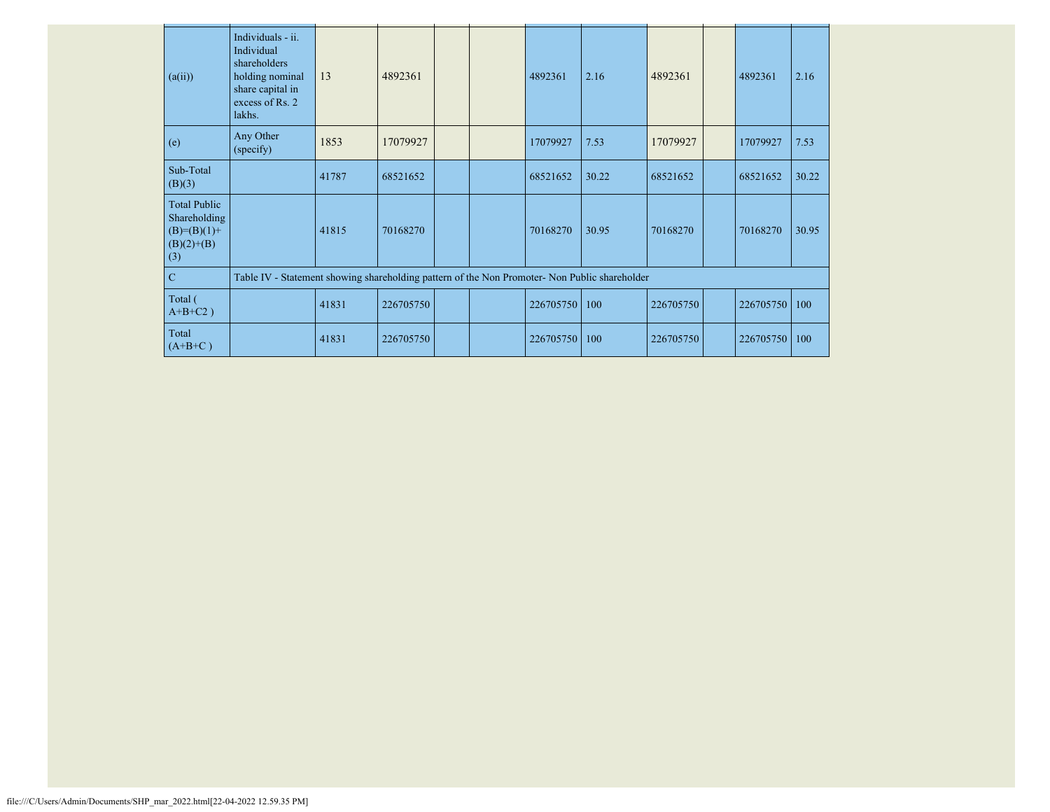| (a(ii)) | Individuals - ii. Individual shareholders holding nominal share capital in excess of Rs. 2 lakhs. | 13 | 4892361 | | | 4892361 | 2.16 | 4892361 | | 4892361 | 2.16 |
|---|---|---|---|---|---|---|---|---|---|---|---|
| (e) | Any Other (specify) | 1853 | 17079927 | | | 17079927 | 7.53 | 17079927 | | 17079927 | 7.53 |
| Sub-Total (B)(3) | | 41787 | 68521652 | | | 68521652 | 30.22 | 68521652 | | 68521652 | 30.22 |
| Total Public Shareholding (B)=(B)(1)+(B)(2)+(B)(3) | | 41815 | 70168270 | | | 70168270 | 30.95 | 70168270 | | 70168270 | 30.95 |
| C | Table IV - Statement showing shareholding pattern of the Non Promoter- Non Public shareholder | | | | | | | | | | |
| Total ( A+B+C2 ) | | 41831 | 226705750 | | | 226705750 | 100 | 226705750 | | 226705750 | 100 |
| Total (A+B+C ) | | 41831 | 226705750 | | | 226705750 | 100 | 226705750 | | 226705750 | 100 |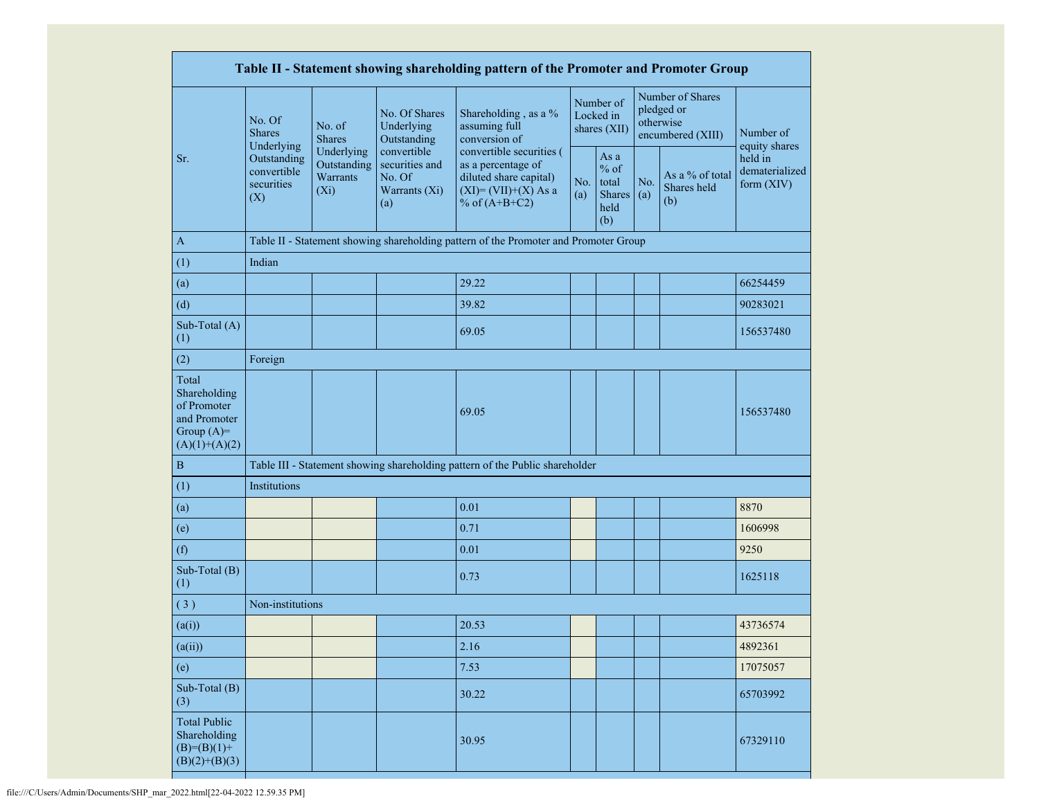| Table II - Statement showing shareholding pattern of the Promoter and Promoter Group | | | | | | | | | |
|---|---|---|---|---|---|---|---|---|---|
| Sr. | No. Of Shares Underlying Outstanding convertible securities (X) | No. of Shares Underlying Outstanding Warrants (Xi) | No. Of Shares Underlying Outstanding convertible securities and No. Of Warrants (Xi) (a) | Shareholding , as a % assuming full conversion of convertible securities ( as a percentage of diluted share capital) (XI)= (VII)+(X) As a % of (A+B+C2) | Number of Locked in shares (XII) | | Number of Shares pledged or otherwise encumbered (XIII) | | Number of equity shares held in dematerialized form (XIV) |
| | | | | | No. (a) | As a % of total Shares held (b) | No. (a) | As a % of total Shares held (b) | |
| A | Table II - Statement showing shareholding pattern of the Promoter and Promoter Group | | | | | | | | |
| (1) | Indian | | | | | | | | |
| (a) | | | | 29.22 | | | | | 66254459 |
| (d) | | | | 39.82 | | | | | 90283021 |
| Sub-Total (A) (1) | | | | 69.05 | | | | | 156537480 |
| (2) | Foreign | | | | | | | | |
| Total Shareholding of Promoter and Promoter Group (A)=(A)(1)+(A)(2) | | | | 69.05 | | | | | 156537480 |
| B | Table III - Statement showing shareholding pattern of the Public shareholder | | | | | | | | |
| (1) | Institutions | | | | | | | | |
| (a) | | | | 0.01 | | | | | 8870 |
| (e) | | | | 0.71 | | | | | 1606998 |
| (f) | | | | 0.01 | | | | | 9250 |
| Sub-Total (B) (1) | | | | 0.73 | | | | | 1625118 |
| ( 3 ) | Non-institutions | | | | | | | | |
| (a(i)) | | | | 20.53 | | | | | 43736574 |
| (a(ii)) | | | | 2.16 | | | | | 4892361 |
| (e) | | | | 7.53 | | | | | 17075057 |
| Sub-Total (B) (3) | | | | 30.22 | | | | | 65703992 |
| Total Public Shareholding (B)=(B)(1)+(B)(2)+(B)(3) | | | | 30.95 | | | | | 67329110 |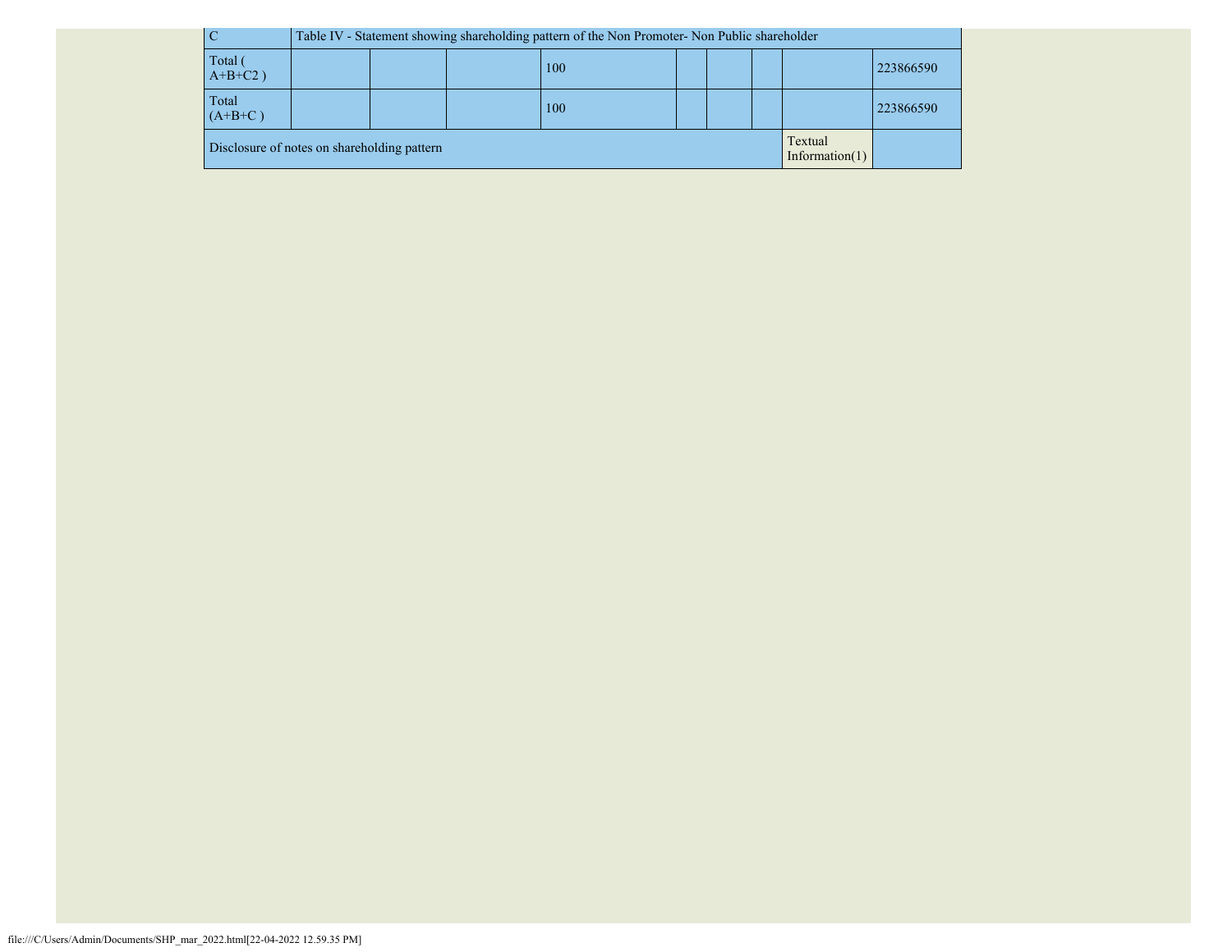| C | Table IV - Statement showing shareholding pattern of the Non Promoter- Non Public shareholder | | | | | | | | |
|---|---|---|---|---|---|---|---|---|---|
| Total ( A+B+C2 ) | | | | 100 | | | | | 223866590 |
| Total (A+B+C ) | | | | 100 | | | | | 223866590 |
| Disclosure of notes on shareholding pattern | | | | | | | | Textual Information(1) | |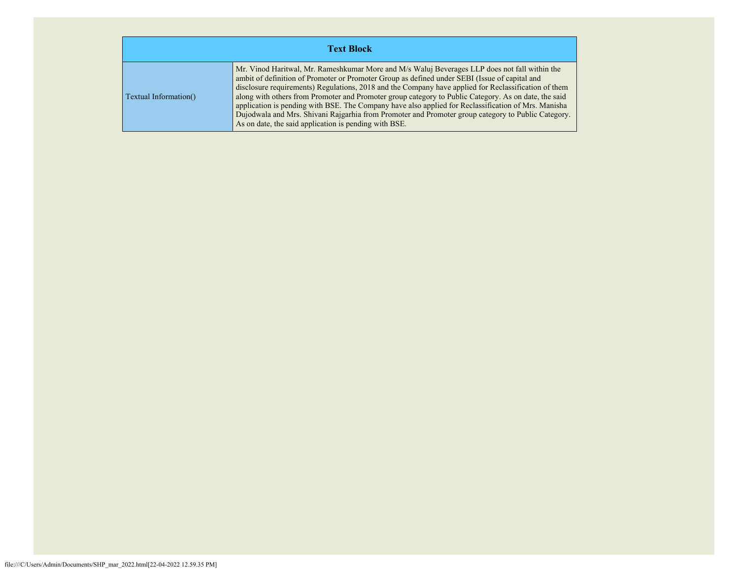| Text Block | |
| --- | --- |
| Textual Information() | Mr. Vinod Haritwal, Mr. Rameshkumar More and M/s Waluj Beverages LLP does not fall within the ambit of definition of Promoter or Promoter Group as defined under SEBI (Issue of capital and disclosure requirements) Regulations, 2018 and the Company have applied for Reclassification of them along with others from Promoter and Promoter group category to Public Category. As on date, the said application is pending with BSE. The Company have also applied for Reclassification of Mrs. Manisha Dujodwala and Mrs. Shivani Rajgarhia from Promoter and Promoter group category to Public Category. As on date, the said application is pending with BSE. |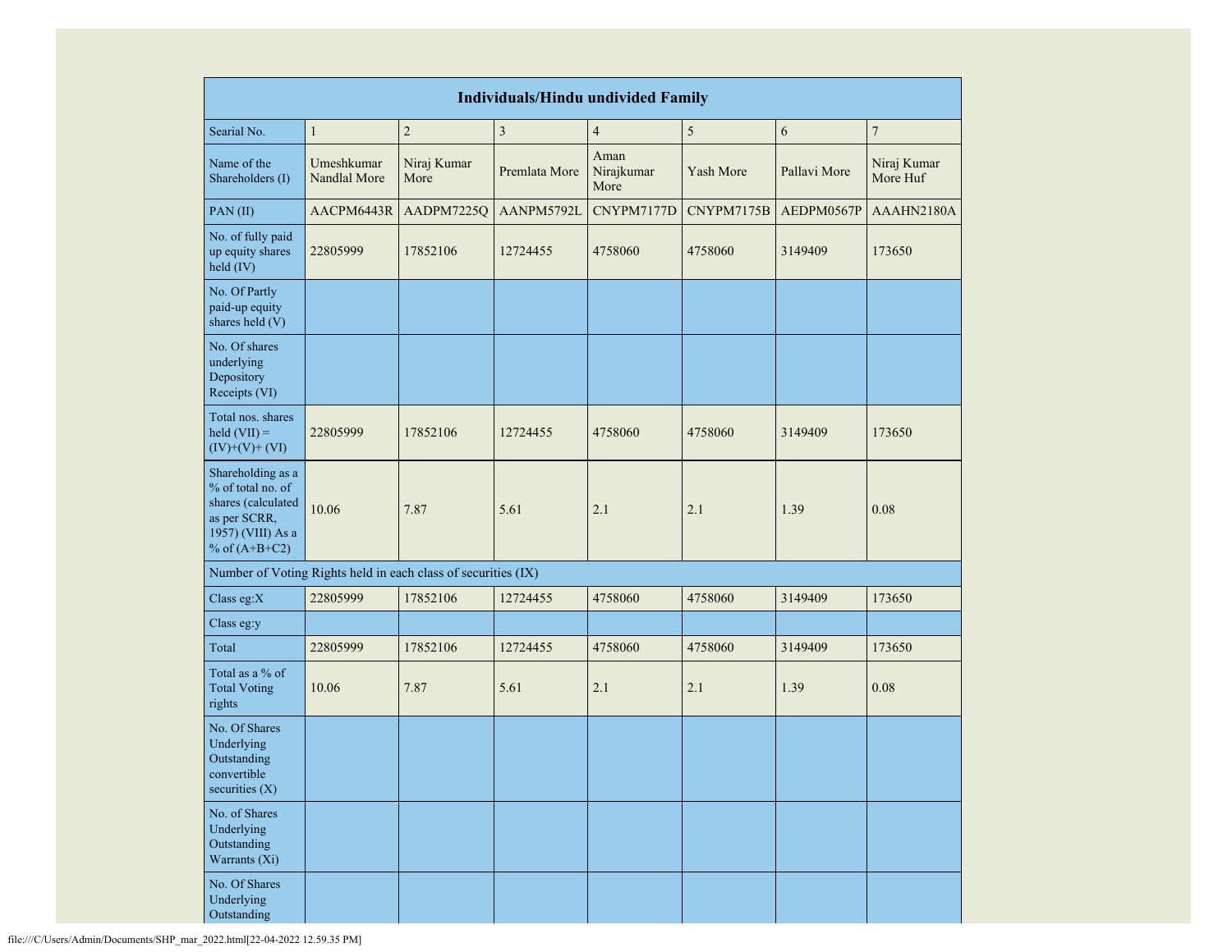| Individuals/Hindu undivided Family | | | | | | | |
|---|---|---|---|---|---|---|---|
| Searial No. | 1 | 2 | 3 | 4 | 5 | 6 | 7 |
| Name of the Shareholders (I) | Umeshkumar Nandlal More | Niraj Kumar More | Premlata More | Aman Nirajkumar More | Yash More | Pallavi More | Niraj Kumar More Huf |
| PAN (II) | AACPM6443R | AADPM7225Q | AANPM5792L | CNYPM7177D | CNYPM7175B | AEDPM0567P | AAAHN2180A |
| No. of fully paid up equity shares held (IV) | 22805999 | 17852106 | 12724455 | 4758060 | 4758060 | 3149409 | 173650 |
| No. Of Partly paid-up equity shares held (V) | | | | | | | |
| No. Of shares underlying Depository Receipts (VI) | | | | | | | |
| Total nos. shares held (VII) = (IV)+(V)+ (VI) | 22805999 | 17852106 | 12724455 | 4758060 | 4758060 | 3149409 | 173650 |
| Shareholding as a % of total no. of shares (calculated as per SCRR, 1957) (VIII) As a % of (A+B+C2) | 10.06 | 7.87 | 5.61 | 2.1 | 2.1 | 1.39 | 0.08 |
| Number of Voting Rights held in each class of securities (IX) | | | | | | | |
| Class eg:X | 22805999 | 17852106 | 12724455 | 4758060 | 4758060 | 3149409 | 173650 |
| Class eg:y | | | | | | | |
| Total | 22805999 | 17852106 | 12724455 | 4758060 | 4758060 | 3149409 | 173650 |
| Total as a % of Total Voting rights | 10.06 | 7.87 | 5.61 | 2.1 | 2.1 | 1.39 | 0.08 |
| No. Of Shares Underlying Outstanding convertible securities (X) | | | | | | | |
| No. of Shares Underlying Outstanding Warrants (Xi) | | | | | | | |
| No. Of Shares Underlying Outstanding | | | | | | | |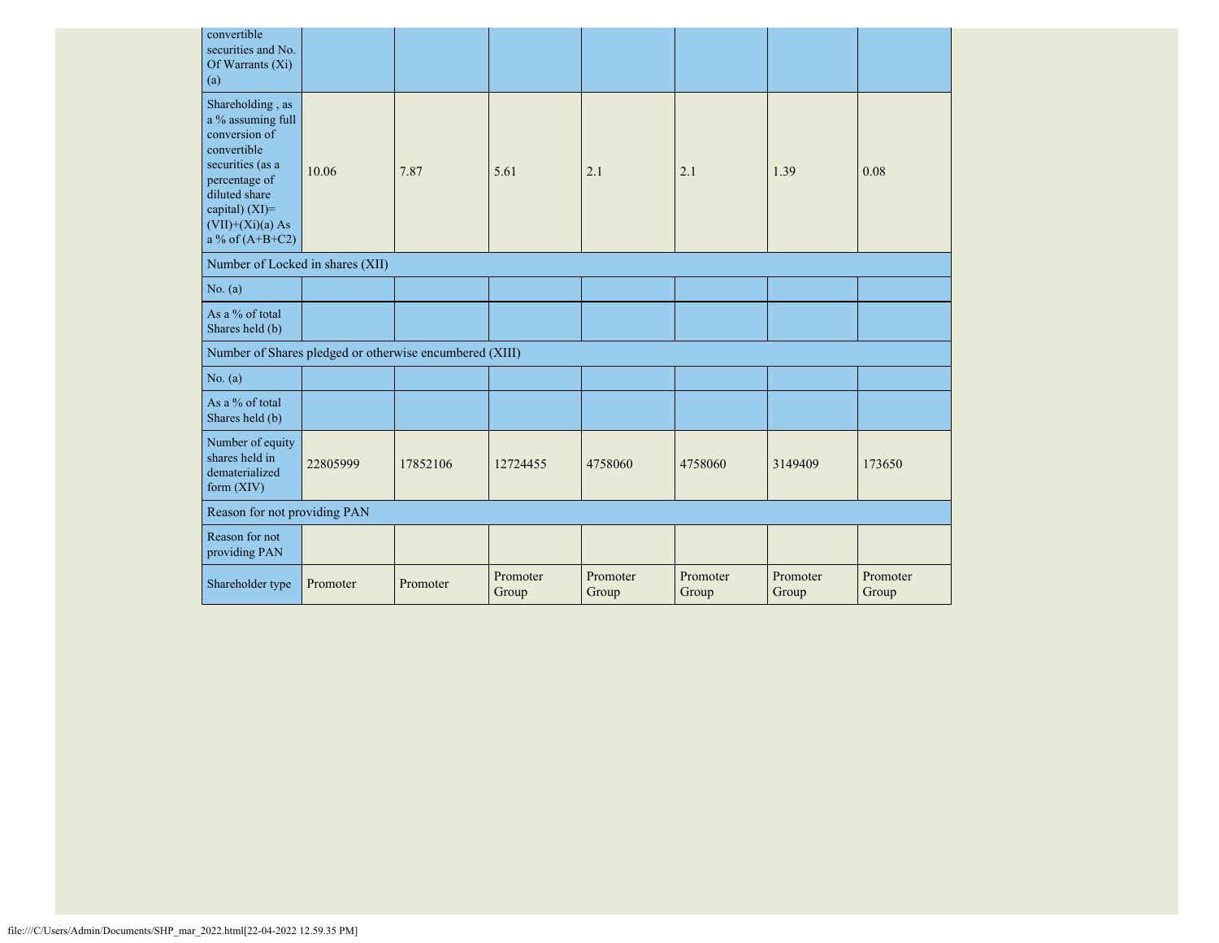| convertible securities and No. Of Warrants (Xi) (a) | | | | | | | |
|---|---|---|---|---|---|---|---|
| Shareholding , as a % assuming full conversion of convertible securities (as a percentage of diluted share capital) (XI)= (VII)+(Xi)(a) As a % of (A+B+C2) | 10.06 | 7.87 | 5.61 | 2.1 | 2.1 | 1.39 | 0.08 |
| Number of Locked in shares (XII) | | | | | | | |
| No. (a) | | | | | | | |
| As a % of total Shares held (b) | | | | | | | |
| Number of Shares pledged or otherwise encumbered (XIII) | | | | | | | |
| No. (a) | | | | | | | |
| As a % of total Shares held (b) | | | | | | | |
| Number of equity shares held in dematerialized form (XIV) | 22805999 | 17852106 | 12724455 | 4758060 | 4758060 | 3149409 | 173650 |
| Reason for not providing PAN | | | | | | | |
| Reason for not providing PAN | | | | | | | |
| Shareholder type | Promoter | Promoter | Promoter Group | Promoter Group | Promoter Group | Promoter Group | Promoter Group |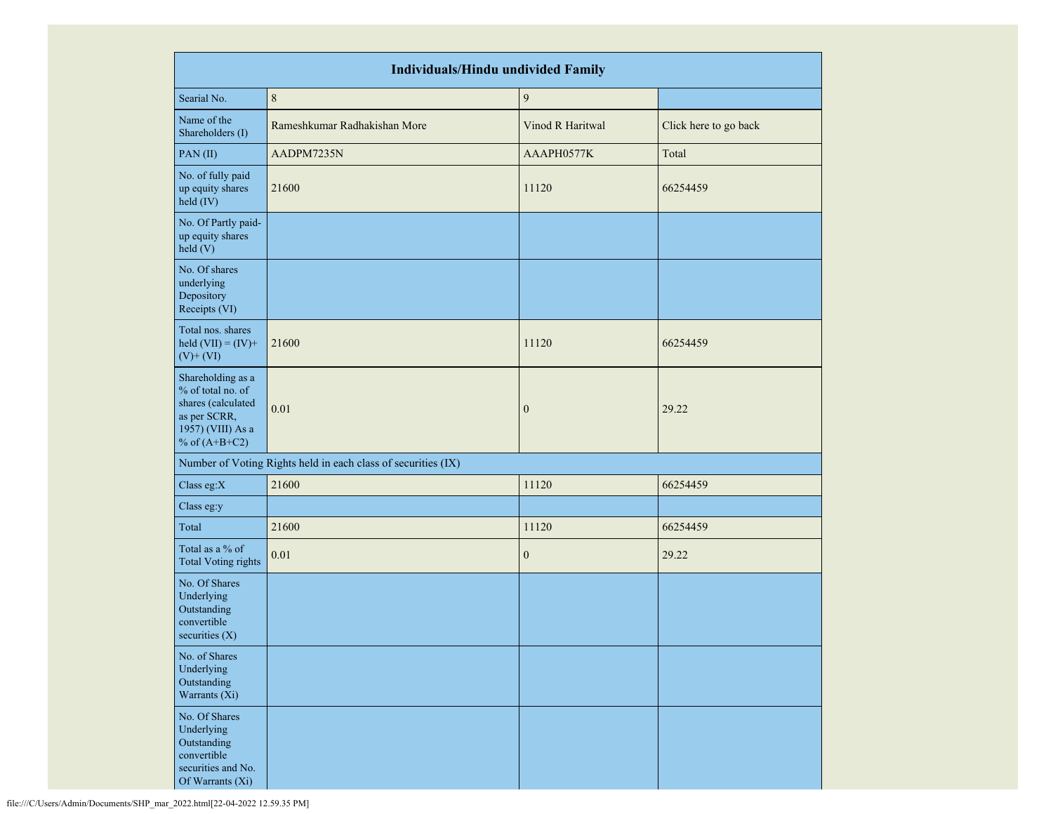| Individuals/Hindu undivided Family | | | |
|---|---|---|---|
| Searial No. | 8 | 9 | |
| Name of the Shareholders (I) | Rameshkumar Radhakishan More | Vinod R Haritwal | Click here to go back |
| PAN (II) | AADPM7235N | AAAPH0577K | Total |
| No. of fully paid up equity shares held (IV) | 21600 | 11120 | 66254459 |
| No. Of Partly paid-up equity shares held (V) | | | |
| No. Of shares underlying Depository Receipts (VI) | | | |
| Total nos. shares held (VII) = (IV)+(V)+ (VI) | 21600 | 11120 | 66254459 |
| Shareholding as a % of total no. of shares (calculated as per SCRR, 1957) (VIII) As a % of (A+B+C2) | 0.01 | 0 | 29.22 |
| Number of Voting Rights held in each class of securities (IX) | | | |
| Class eg:X | 21600 | 11120 | 66254459 |
| Class eg:y | | | |
| Total | 21600 | 11120 | 66254459 |
| Total as a % of Total Voting rights | 0.01 | 0 | 29.22 |
| No. Of Shares Underlying Outstanding convertible securities (X) | | | |
| No. of Shares Underlying Outstanding Warrants (Xi) | | | |
| No. Of Shares Underlying Outstanding convertible securities and No. Of Warrants (Xi) | | | |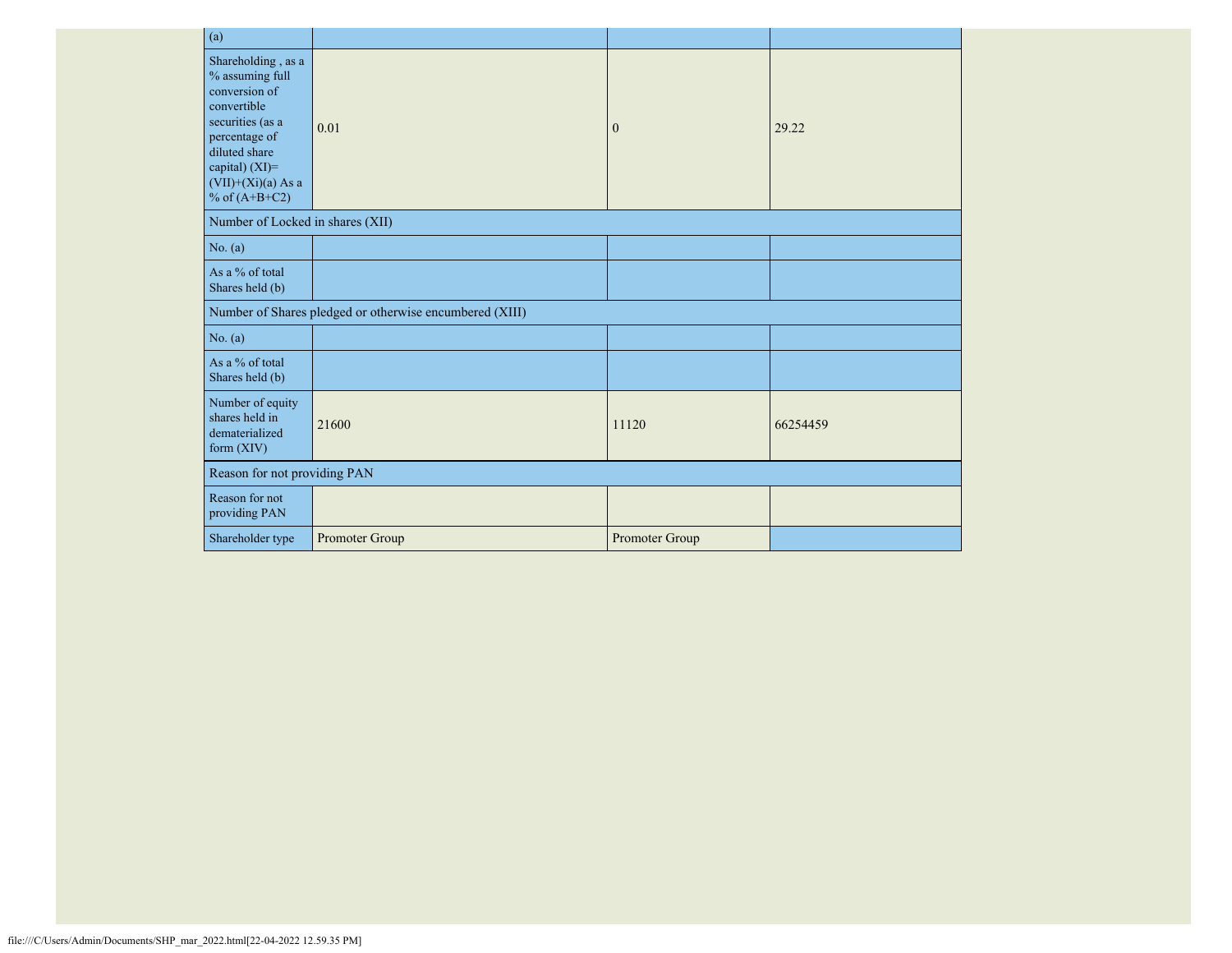| (a) | | | |
|---|---|---|---|
| Shareholding , as a % assuming full conversion of convertible securities (as a percentage of diluted share capital) (XI)= (VII)+(Xi)(a) As a % of (A+B+C2) | 0.01 | 0 | 29.22 |
| Number of Locked in shares (XII) | | | |
| No. (a) | | | |
| As a % of total Shares held (b) | | | |
| Number of Shares pledged or otherwise encumbered (XIII) | | | |
| No. (a) | | | |
| As a % of total Shares held (b) | | | |
| Number of equity shares held in dematerialized form (XIV) | 21600 | 11120 | 66254459 |
| Reason for not providing PAN | | | |
| Reason for not providing PAN | | | |
| Shareholder type | Promoter Group | Promoter Group | |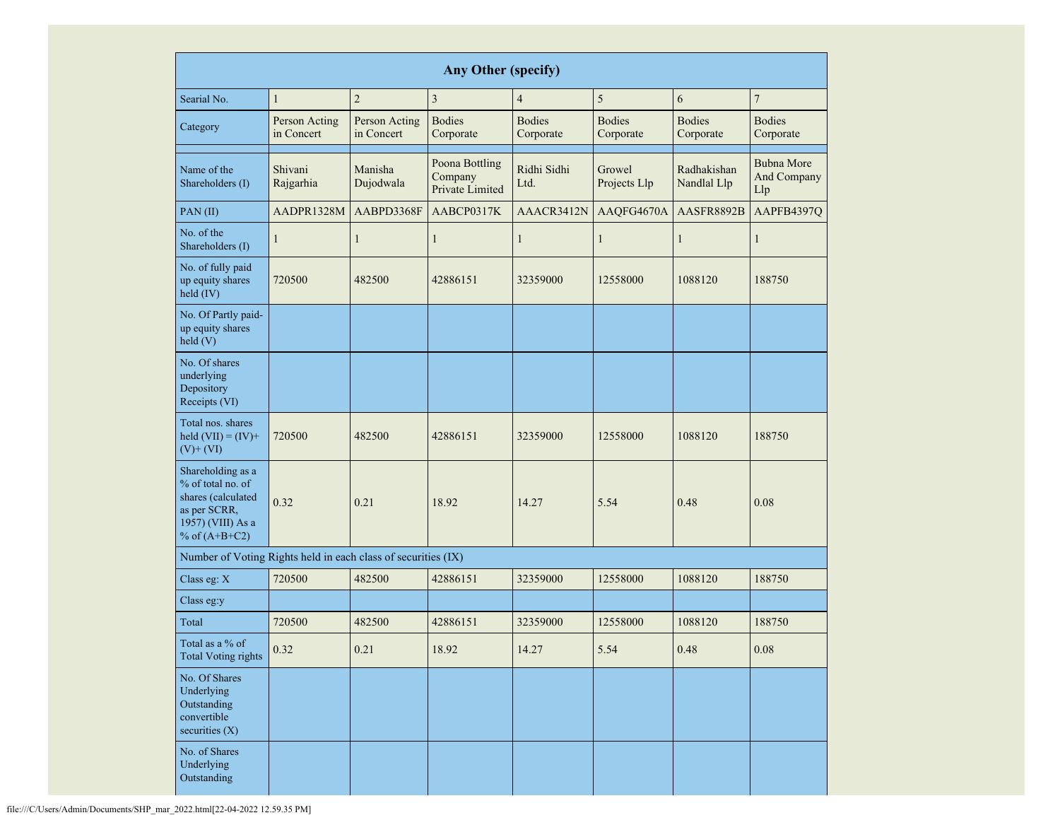| Any Other (specify) | | | | | | | |
|---|---|---|---|---|---|---|---|
| Searial No. | 1 | 2 | 3 | 4 | 5 | 6 | 7 |
| Category | Person Acting in Concert | Person Acting in Concert | Bodies Corporate | Bodies Corporate | Bodies Corporate | Bodies Corporate | Bodies Corporate |
| | | | | | | | |
| Name of the Shareholders (I) | Shivani Rajgarhia | Manisha Dujodwala | Poona Bottling Company Private Limited | Ridhi Sidhi Ltd. | Growel Projects Llp | Radhakishan Nandlal Llp | Bubna More And Company Llp |
| PAN (II) | AADPR1328M | AABPD3368F | AABCP0317K | AAACR3412N | AAQFG4670A | AASFR8892B | AAPFB4397Q |
| No. of the Shareholders (I) | 1 | 1 | 1 | 1 | 1 | 1 | 1 |
| No. of fully paid up equity shares held (IV) | 720500 | 482500 | 42886151 | 32359000 | 12558000 | 1088120 | 188750 |
| No. Of Partly paid-up equity shares held (V) | | | | | | | |
| No. Of shares underlying Depository Receipts (VI) | | | | | | | |
| Total nos. shares held (VII) = (IV)+ (V)+ (VI) | 720500 | 482500 | 42886151 | 32359000 | 12558000 | 1088120 | 188750 |
| Shareholding as a % of total no. of shares (calculated as per SCRR, 1957) (VIII) As a % of (A+B+C2) | 0.32 | 0.21 | 18.92 | 14.27 | 5.54 | 0.48 | 0.08 |
| Number of Voting Rights held in each class of securities (IX) | | | | | | | |
| Class eg: X | 720500 | 482500 | 42886151 | 32359000 | 12558000 | 1088120 | 188750 |
| Class eg:y | | | | | | | |
| Total | 720500 | 482500 | 42886151 | 32359000 | 12558000 | 1088120 | 188750 |
| Total as a % of Total Voting rights | 0.32 | 0.21 | 18.92 | 14.27 | 5.54 | 0.48 | 0.08 |
| No. Of Shares Underlying Outstanding convertible securities (X) | | | | | | | |
| No. of Shares Underlying Outstanding | | | | | | | |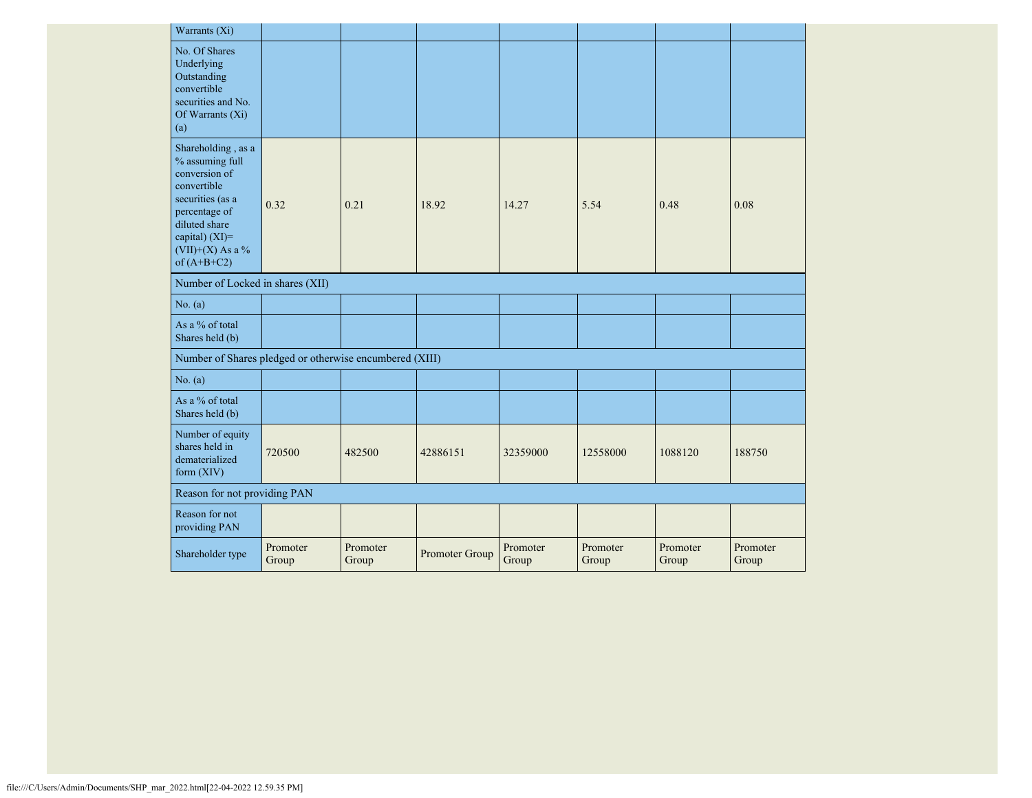| | | | | | | | |
|---|---|---|---|---|---|---|---|
| Warrants (Xi) | | | | | | | |
| No. Of Shares Underlying Outstanding convertible securities and No. Of Warrants (Xi) (a) | | | | | | | |
| Shareholding , as a % assuming full conversion of convertible securities (as a percentage of diluted share capital) (XI)= (VII)+(X) As a % of (A+B+C2) | 0.32 | 0.21 | 18.92 | 14.27 | 5.54 | 0.48 | 0.08 |
| Number of Locked in shares (XII) | | | | | | | |
| No. (a) | | | | | | | |
| As a % of total Shares held (b) | | | | | | | |
| Number of Shares pledged or otherwise encumbered (XIII) | | | | | | | |
| No. (a) | | | | | | | |
| As a % of total Shares held (b) | | | | | | | |
| Number of equity shares held in dematerialized form (XIV) | 720500 | 482500 | 42886151 | 32359000 | 12558000 | 1088120 | 188750 |
| Reason for not providing PAN | | | | | | | |
| Reason for not providing PAN | | | | | | | |
| Shareholder type | Promoter Group | Promoter Group | Promoter Group | Promoter Group | Promoter Group | Promoter Group | Promoter Group |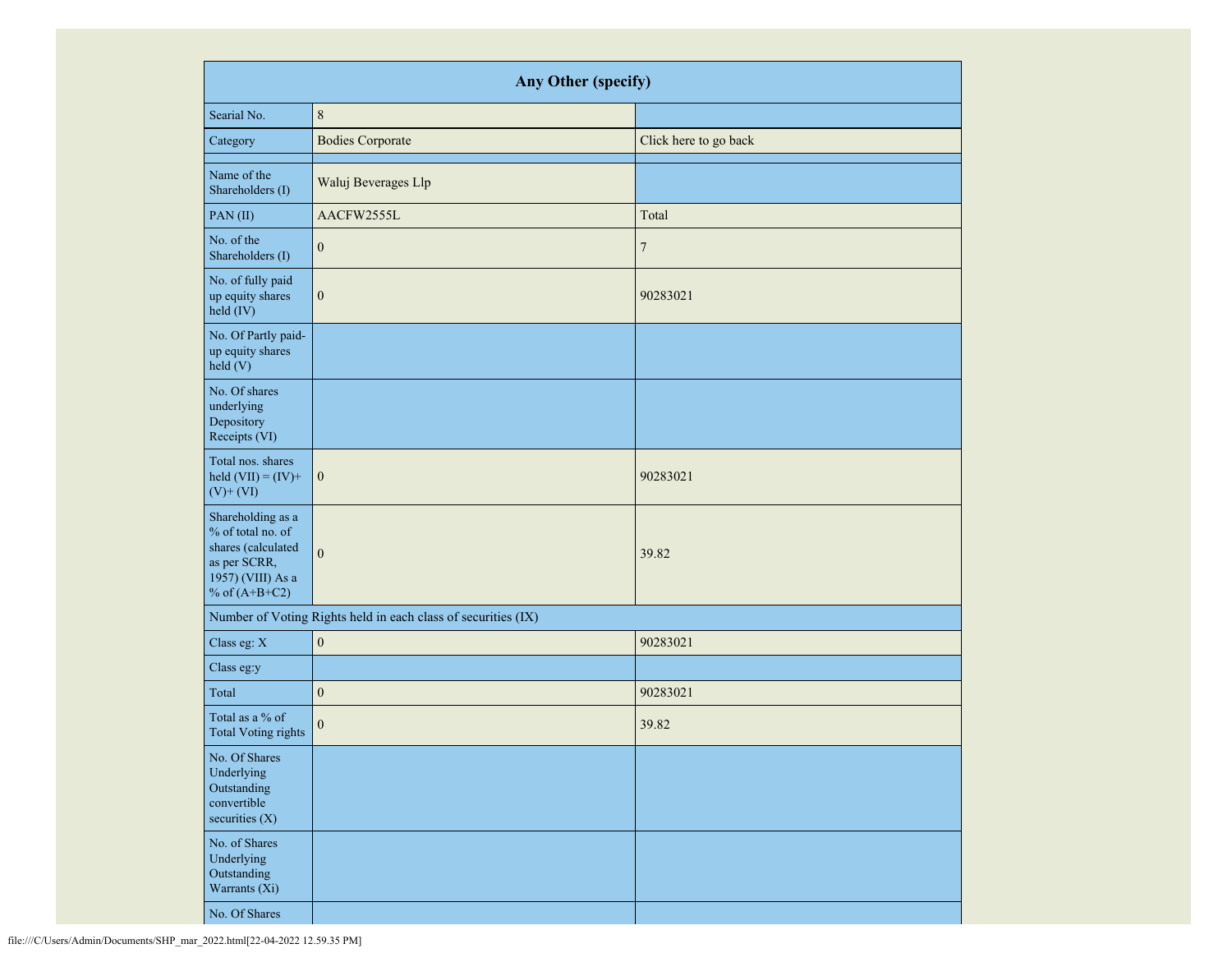| Any Other (specify) | | |
|---|---|---|
| Searial No. | 8 | |
| Category | Bodies Corporate | Click here to go back |
| | | |
| Name of the Shareholders (I) | Waluj Beverages Llp | |
| PAN (II) | AACFW2555L | Total |
| No. of the Shareholders (I) | 0 | 7 |
| No. of fully paid up equity shares held (IV) | 0 | 90283021 |
| No. Of Partly paid-up equity shares held (V) | | |
| No. Of shares underlying Depository Receipts (VI) | | |
| Total nos. shares held (VII) = (IV)+ (V)+ (VI) | 0 | 90283021 |
| Shareholding as a % of total no. of shares (calculated as per SCRR, 1957) (VIII) As a % of (A+B+C2) | 0 | 39.82 |
| Number of Voting Rights held in each class of securities (IX) | | |
| Class eg: X | 0 | 90283021 |
| Class eg:y | | |
| Total | 0 | 90283021 |
| Total as a % of Total Voting rights | 0 | 39.82 |
| No. Of Shares Underlying Outstanding convertible securities (X) | | |
| No. of Shares Underlying Outstanding Warrants (Xi) | | |
| No. Of Shares | | |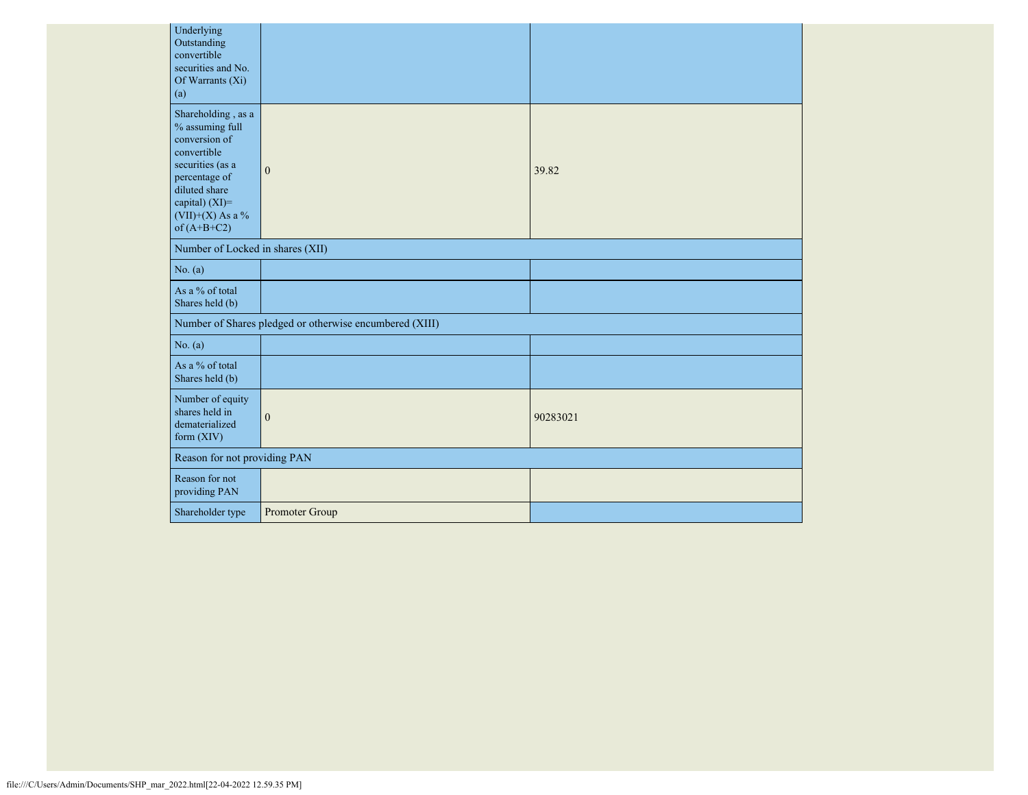| | | |
|---|---|---|
| Underlying Outstanding convertible securities and No. Of Warrants (Xi) (a) | | |
| Shareholding , as a % assuming full conversion of convertible securities (as a percentage of diluted share capital) (XI)= (VII)+(X) As a % of (A+B+C2) | 0 | 39.82 |
| Number of Locked in shares (XII) | | |
| No. (a) | | |
| As a % of total Shares held (b) | | |
| Number of Shares pledged or otherwise encumbered (XIII) | | |
| No. (a) | | |
| As a % of total Shares held (b) | | |
| Number of equity shares held in dematerialized form (XIV) | 0 | 90283021 |
| Reason for not providing PAN | | |
| Reason for not providing PAN | | |
| Shareholder type | Promoter Group | |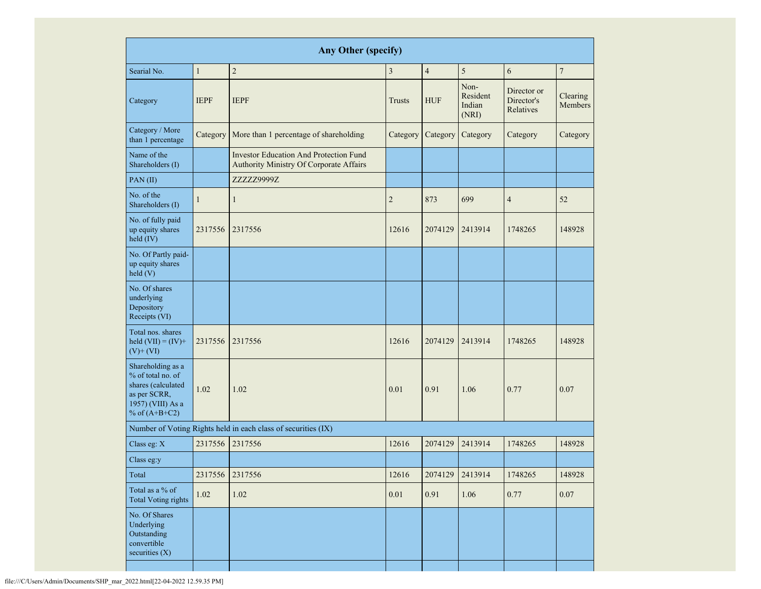| Any Other (specify) | | | | | | | |
|---|---|---|---|---|---|---|---|
| Searial No. | 1 | 2 | 3 | 4 | 5 | 6 | 7 |
| Category | IEPF | IEPF | Trusts | HUF | Non-Resident Indian (NRI) | Director or Director's Relatives | Clearing Members |
| Category / More than 1 percentage | Category | More than 1 percentage of shareholding | Category | Category | Category | Category | Category |
| Name of the Shareholders (I) | | Investor Education And Protection Fund Authority Ministry Of Corporate Affairs | | | | | |
| PAN (II) | | ZZZZZ9999Z | | | | | |
| No. of the Shareholders (I) | 1 | 1 | 2 | 873 | 699 | 4 | 52 |
| No. of fully paid up equity shares held (IV) | 2317556 | 2317556 | 12616 | 2074129 | 2413914 | 1748265 | 148928 |
| No. Of Partly paid-up equity shares held (V) | | | | | | | |
| No. Of shares underlying Depository Receipts (VI) | | | | | | | |
| Total nos. shares held (VII) = (IV)+(V)+ (VI) | 2317556 | 2317556 | 12616 | 2074129 | 2413914 | 1748265 | 148928 |
| Shareholding as a % of total no. of shares (calculated as per SCRR, 1957) (VIII) As a % of (A+B+C2) | 1.02 | 1.02 | 0.01 | 0.91 | 1.06 | 0.77 | 0.07 |
| Number of Voting Rights held in each class of securities (IX) | | | | | | | |
| Class eg: X | 2317556 | 2317556 | 12616 | 2074129 | 2413914 | 1748265 | 148928 |
| Class eg:y | | | | | | | |
| Total | 2317556 | 2317556 | 12616 | 2074129 | 2413914 | 1748265 | 148928 |
| Total as a % of Total Voting rights | 1.02 | 1.02 | 0.01 | 0.91 | 1.06 | 0.77 | 0.07 |
| No. Of Shares Underlying Outstanding convertible securities (X) | | | | | | | |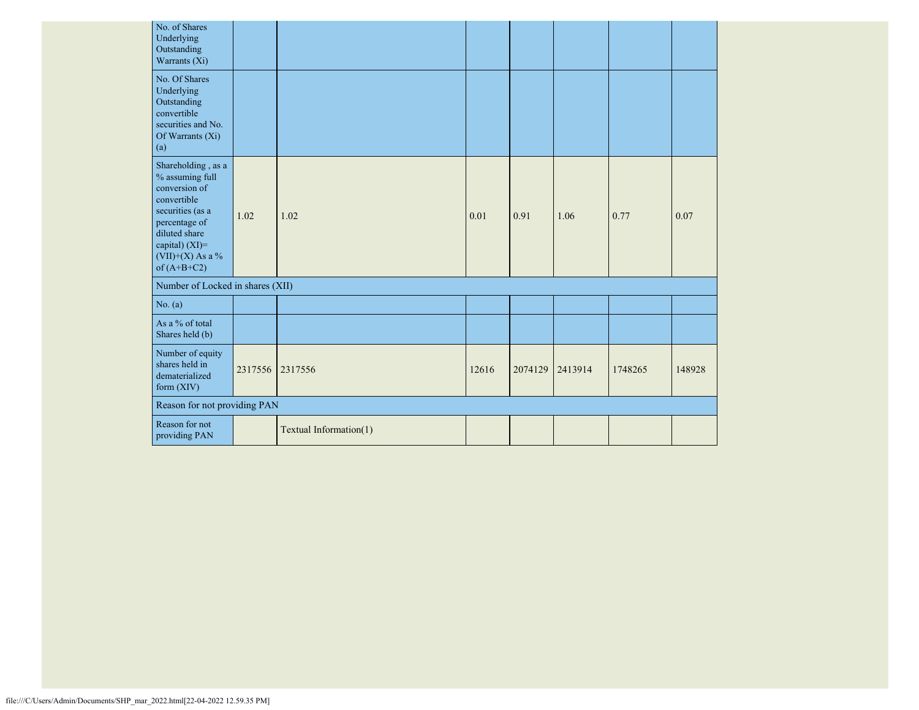| No. of Shares Underlying Outstanding Warrants (Xi) | | | | | | | |
|---|---|---|---|---|---|---|---|
| No. Of Shares Underlying Outstanding convertible securities and No. Of Warrants (Xi) (a) | | | | | | | |
| Shareholding , as a % assuming full conversion of convertible securities (as a percentage of diluted share capital) (XI)= (VII)+(X) As a % of (A+B+C2) | 1.02 | 1.02 | 0.01 | 0.91 | 1.06 | 0.77 | 0.07 |
| Number of Locked in shares (XII) | | | | | | | |
| No. (a) | | | | | | | |
| As a % of total Shares held (b) | | | | | | | |
| Number of equity shares held in dematerialized form (XIV) | 2317556 | 2317556 | 12616 | 2074129 | 2413914 | 1748265 | 148928 |
| Reason for not providing PAN | | | | | | | |
| Reason for not providing PAN | | Textual Information(1) | | | | | |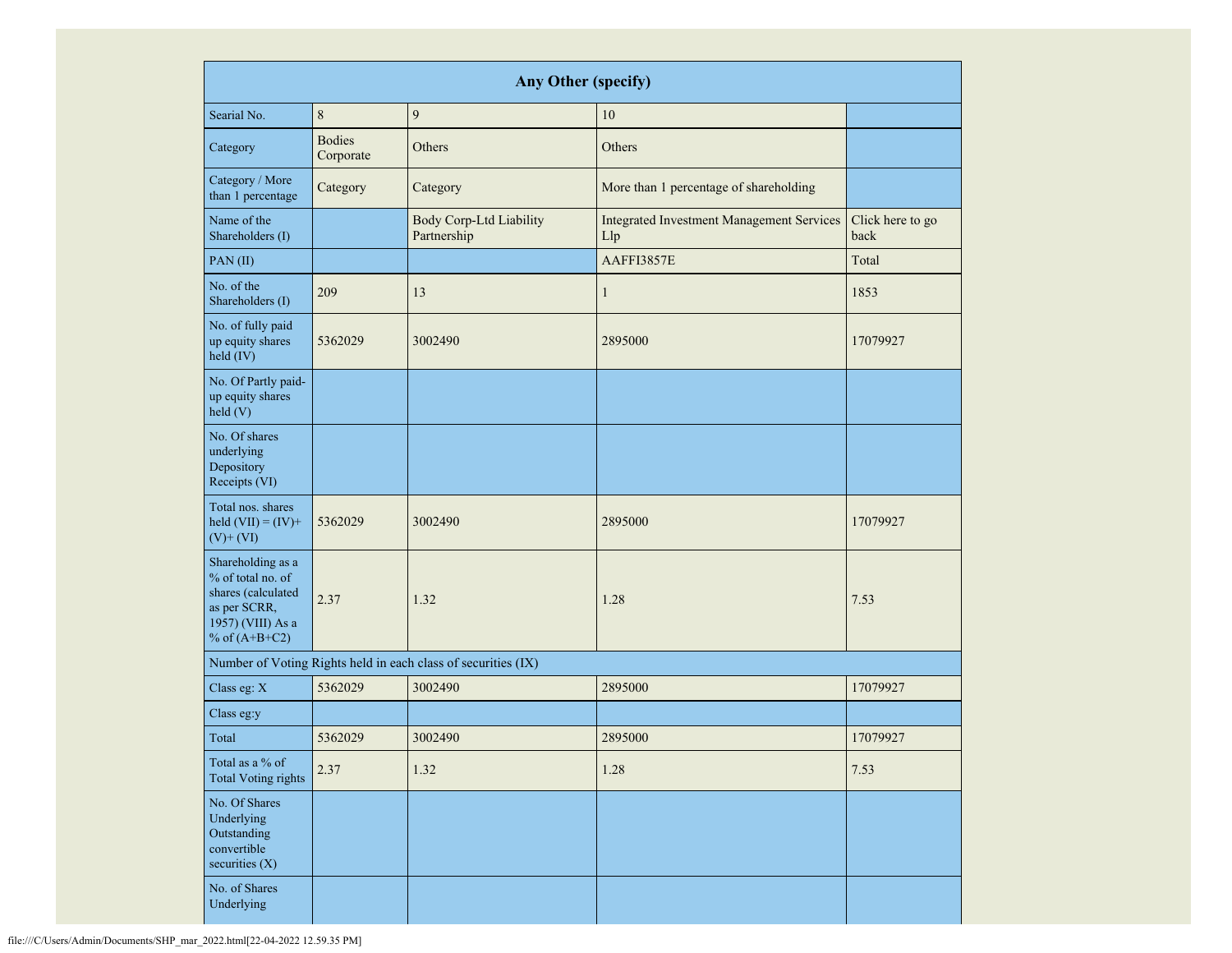| Any Other (specify) | | | | |
|---|---|---|---|---|
| Searial No. | 8 | 9 | 10 | |
| Category | Bodies Corporate | Others | Others | |
| Category / More than 1 percentage | Category | Category | More than 1 percentage of shareholding | |
| Name of the Shareholders (I) | | Body Corp-Ltd Liability Partnership | Integrated Investment Management Services Llp | Click here to go back |
| PAN (II) | | | AAFFI3857E | Total |
| No. of the Shareholders (I) | 209 | 13 | 1 | 1853 |
| No. of fully paid up equity shares held (IV) | 5362029 | 3002490 | 2895000 | 17079927 |
| No. Of Partly paid-up equity shares held (V) | | | | |
| No. Of shares underlying Depository Receipts (VI) | | | | |
| Total nos. shares held (VII) = (IV)+(V)+ (VI) | 5362029 | 3002490 | 2895000 | 17079927 |
| Shareholding as a % of total no. of shares (calculated as per SCRR, 1957) (VIII) As a % of (A+B+C2) | 2.37 | 1.32 | 1.28 | 7.53 |
| Number of Voting Rights held in each class of securities (IX) | | | | |
| Class eg: X | 5362029 | 3002490 | 2895000 | 17079927 |
| Class eg:y | | | | |
| Total | 5362029 | 3002490 | 2895000 | 17079927 |
| Total as a % of Total Voting rights | 2.37 | 1.32 | 1.28 | 7.53 |
| No. Of Shares Underlying Outstanding convertible securities (X) | | | | |
| No. of Shares Underlying | | | | |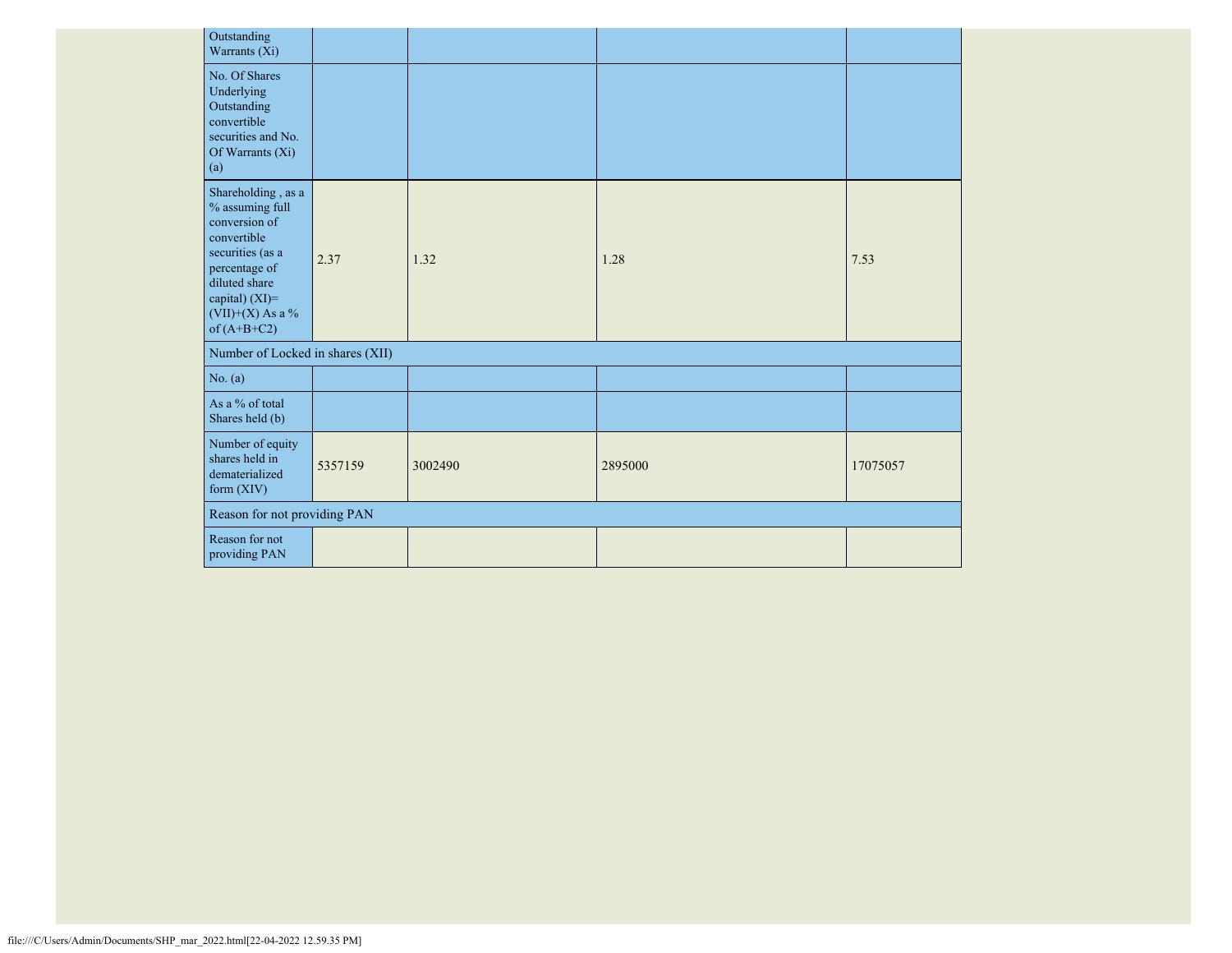| | | | | |
|---|---|---|---|---|
| Outstanding Warrants (Xi) | | | | |
| No. Of Shares Underlying Outstanding convertible securities and No. Of Warrants (Xi) (a) | | | | |
| Shareholding , as a % assuming full conversion of convertible securities (as a percentage of diluted share capital) (XI)= (VII)+(X) As a % of (A+B+C2) | 2.37 | 1.32 | 1.28 | 7.53 |
| Number of Locked in shares (XII) | | | | |
| No. (a) | | | | |
| As a % of total Shares held (b) | | | | |
| Number of equity shares held in dematerialized form (XIV) | 5357159 | 3002490 | 2895000 | 17075057 |
| Reason for not providing PAN | | | | |
| Reason for not providing PAN | | | | |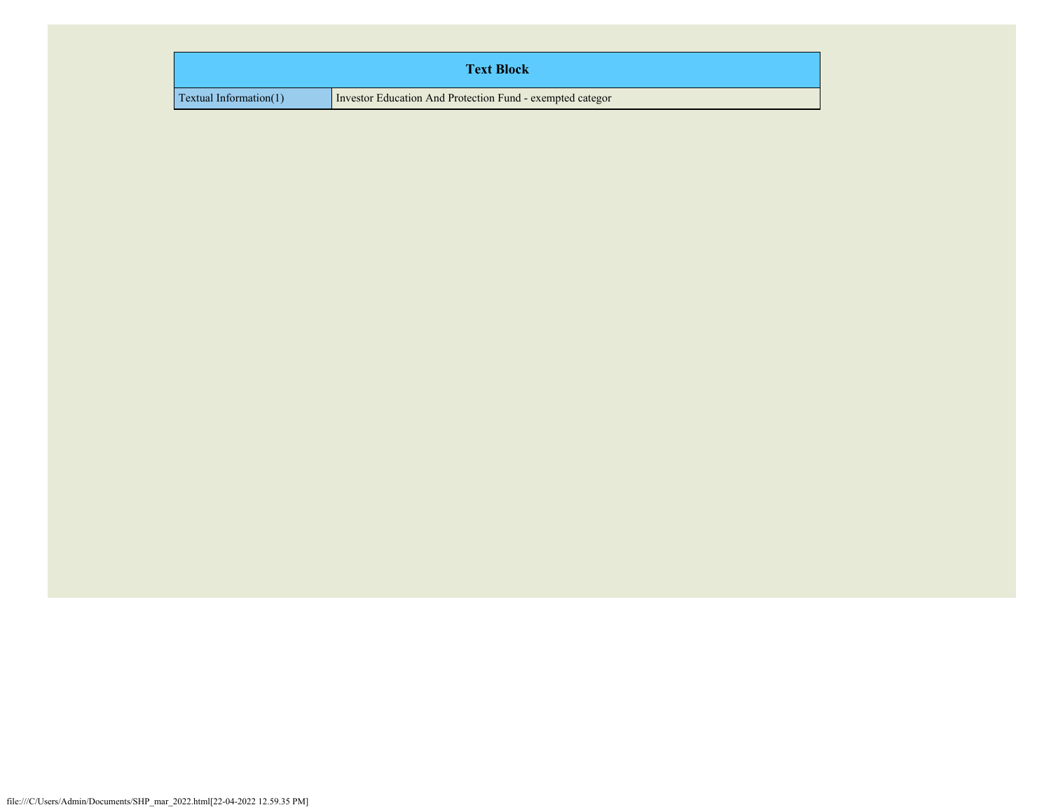| Text Block | |
|---|---|
| Textual Information(1) | Investor Education And Protection Fund - exempted categor |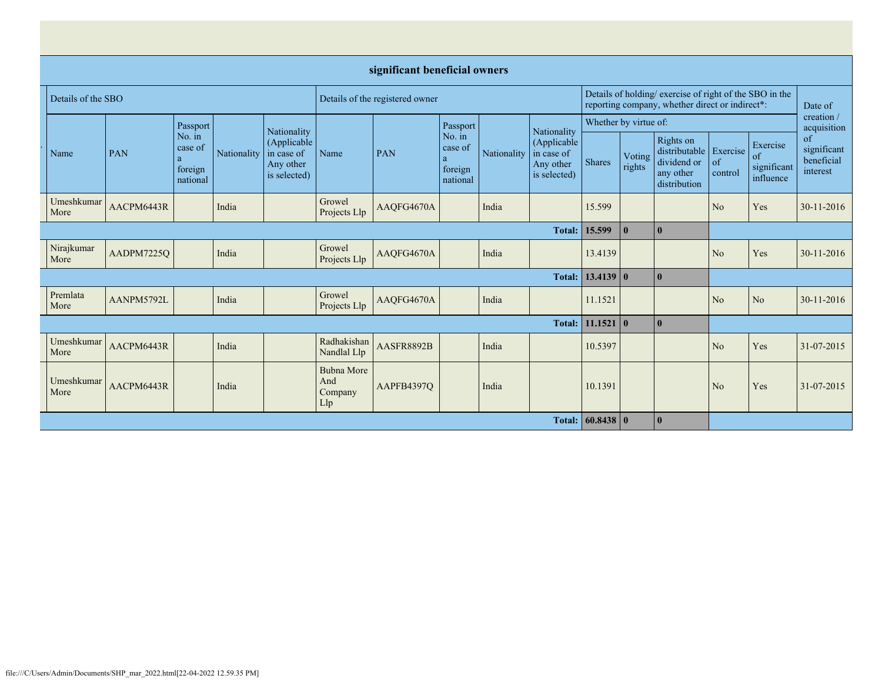| significant beneficial owners | | | | | | | | | | | | | | | |
|---|---|---|---|---|---|---|---|---|---|---|---|---|---|---|---|
| Details of the SBO | | | | | Details of the registered owner | | | | | Details of holding/ exercise of right of the SBO in the reporting company, whether direct or indirect*: | | | | | Date of creation / acquisition of significant beneficial interest |
| | | | | | | | | | | Whether by virtue of: | | | | | |
| Name | PAN | Passport No. in case of a foreign national | Nationality | Nationality (Applicable in case of Any other is selected) | Name | PAN | Passport No. in case of a foreign national | Nationality | Nationality (Applicable in case of Any other is selected) | Shares | Voting rights | Rights on distributable dividend or any other distribution | Exercise of control | Exercise of significant influence | |
| Umeshkumar More | AACPM6443R | | India | | Growel Projects Llp | AAQFG4670A | | India | | 15.599 | | | No | Yes | 30-11-2016 |
| | | | | | | | | | **Total:** | **15.599** | **0** | **0** | | | |
| Nirajkumar More | AADPM7225Q | | India | | Growel Projects Llp | AAQFG4670A | | India | | 13.4139 | | | No | Yes | 30-11-2016 |
| | | | | | | | | | **Total:** | **13.4139** | **0** | **0** | | | |
| Premlata More | AANPM5792L | | India | | Growel Projects Llp | AAQFG4670A | | India | | 11.1521 | | | No | No | 30-11-2016 |
| | | | | | | | | | **Total:** | **11.1521** | **0** | **0** | | | |
| Umeshkumar More | AACPM6443R | | India | | Radhakishan Nandlal Llp | AASFR8892B | | India | | 10.5397 | | | No | Yes | 31-07-2015 |
| Umeshkumar More | AACPM6443R | | India | | Bubna More And Company Llp | AAPFB4397Q | | India | | 10.1391 | | | No | Yes | 31-07-2015 |
| | | | | | | | | | **Total:** | **60.8438** | **0** | **0** | | | |